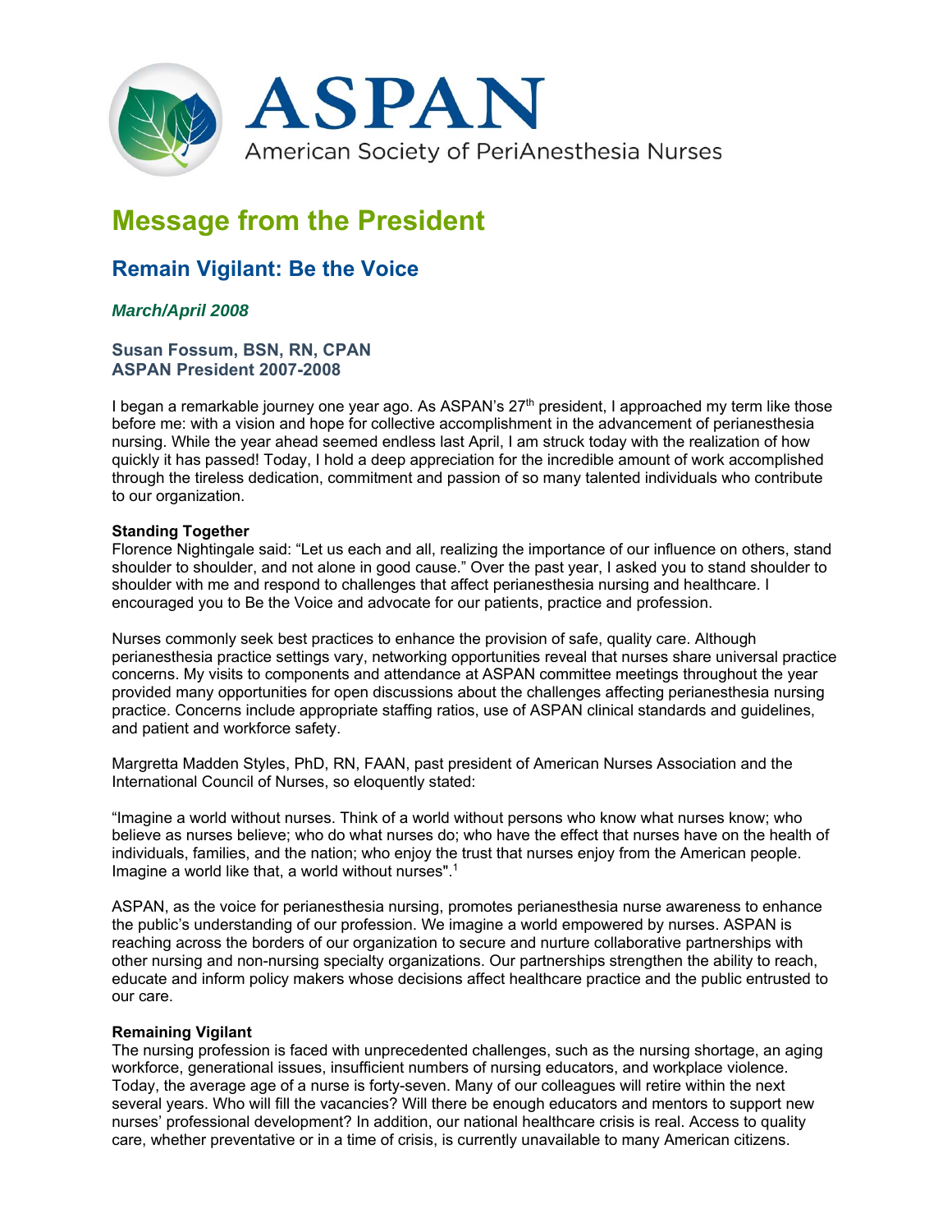# ASPAN

American Society of PeriAnesthesia Nurses

# Message from the President

## Remain Vigilant: Be the Voice

### *March/April 2008*

**Susan Fossum, BSN, RN, CPAN**
**ASPAN President 2007-2008**

I began a remarkable journey one year ago. As ASPAN's 27th president, I approached my term like those before me: with a vision and hope for collective accomplishment in the advancement of perianesthesia nursing. While the year ahead seemed endless last April, I am struck today with the realization of how quickly it has passed! Today, I hold a deep appreciation for the incredible amount of work accomplished through the tireless dedication, commitment and passion of so many talented individuals who contribute to our organization.

**Standing Together**

Florence Nightingale said: "Let us each and all, realizing the importance of our influence on others, stand shoulder to shoulder, and not alone in good cause." Over the past year, I asked you to stand shoulder to shoulder with me and respond to challenges that affect perianesthesia nursing and healthcare. I encouraged you to Be the Voice and advocate for our patients, practice and profession.

Nurses commonly seek best practices to enhance the provision of safe, quality care. Although perianesthesia practice settings vary, networking opportunities reveal that nurses share universal practice concerns. My visits to components and attendance at ASPAN committee meetings throughout the year provided many opportunities for open discussions about the challenges affecting perianesthesia nursing practice. Concerns include appropriate staffing ratios, use of ASPAN clinical standards and guidelines, and patient and workforce safety.

Margretta Madden Styles, PhD, RN, FAAN, past president of American Nurses Association and the International Council of Nurses, so eloquently stated:

"Imagine a world without nurses. Think of a world without persons who know what nurses know; who believe as nurses believe; who do what nurses do; who have the effect that nurses have on the health of individuals, families, and the nation; who enjoy the trust that nurses enjoy from the American people. Imagine a world like that, a world without nurses".[1]

ASPAN, as the voice for perianesthesia nursing, promotes perianesthesia nurse awareness to enhance the public's understanding of our profession. We imagine a world empowered by nurses. ASPAN is reaching across the borders of our organization to secure and nurture collaborative partnerships with other nursing and non-nursing specialty organizations. Our partnerships strengthen the ability to reach, educate and inform policy makers whose decisions affect healthcare practice and the public entrusted to our care.

**Remaining Vigilant**

The nursing profession is faced with unprecedented challenges, such as the nursing shortage, an aging workforce, generational issues, insufficient numbers of nursing educators, and workplace violence. Today, the average age of a nurse is forty-seven. Many of our colleagues will retire within the next several years. Who will fill the vacancies? Will there be enough educators and mentors to support new nurses' professional development? In addition, our national healthcare crisis is real. Access to quality care, whether preventative or in a time of crisis, is currently unavailable to many American citizens.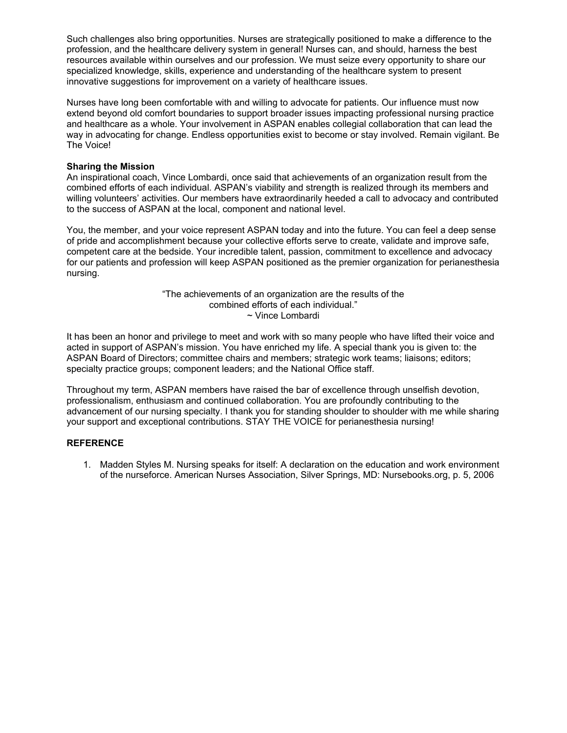Such challenges also bring opportunities. Nurses are strategically positioned to make a difference to the profession, and the healthcare delivery system in general! Nurses can, and should, harness the best resources available within ourselves and our profession. We must seize every opportunity to share our specialized knowledge, skills, experience and understanding of the healthcare system to present innovative suggestions for improvement on a variety of healthcare issues.

Nurses have long been comfortable with and willing to advocate for patients. Our influence must now extend beyond old comfort boundaries to support broader issues impacting professional nursing practice and healthcare as a whole. Your involvement in ASPAN enables collegial collaboration that can lead the way in advocating for change. Endless opportunities exist to become or stay involved. Remain vigilant. Be The Voice!

**Sharing the Mission**

An inspirational coach, Vince Lombardi, once said that achievements of an organization result from the combined efforts of each individual. ASPAN's viability and strength is realized through its members and willing volunteers' activities. Our members have extraordinarily heeded a call to advocacy and contributed to the success of ASPAN at the local, component and national level.

You, the member, and your voice represent ASPAN today and into the future. You can feel a deep sense of pride and accomplishment because your collective efforts serve to create, validate and improve safe, competent care at the bedside. Your incredible talent, passion, commitment to excellence and advocacy for our patients and profession will keep ASPAN positioned as the premier organization for perianesthesia nursing.

"The achievements of an organization are the results of the combined efforts of each individual."
~ Vince Lombardi

It has been an honor and privilege to meet and work with so many people who have lifted their voice and acted in support of ASPAN's mission. You have enriched my life. A special thank you is given to: the ASPAN Board of Directors; committee chairs and members; strategic work teams; liaisons; editors; specialty practice groups; component leaders; and the National Office staff.

Throughout my term, ASPAN members have raised the bar of excellence through unselfish devotion, professionalism, enthusiasm and continued collaboration. You are profoundly contributing to the advancement of our nursing specialty. I thank you for standing shoulder to shoulder with me while sharing your support and exceptional contributions. STAY THE VOICE for perianesthesia nursing!

**REFERENCE**

1. Madden Styles M. Nursing speaks for itself: A declaration on the education and work environment of the nurseforce. American Nurses Association, Silver Springs, MD: Nursebooks.org, p. 5, 2006